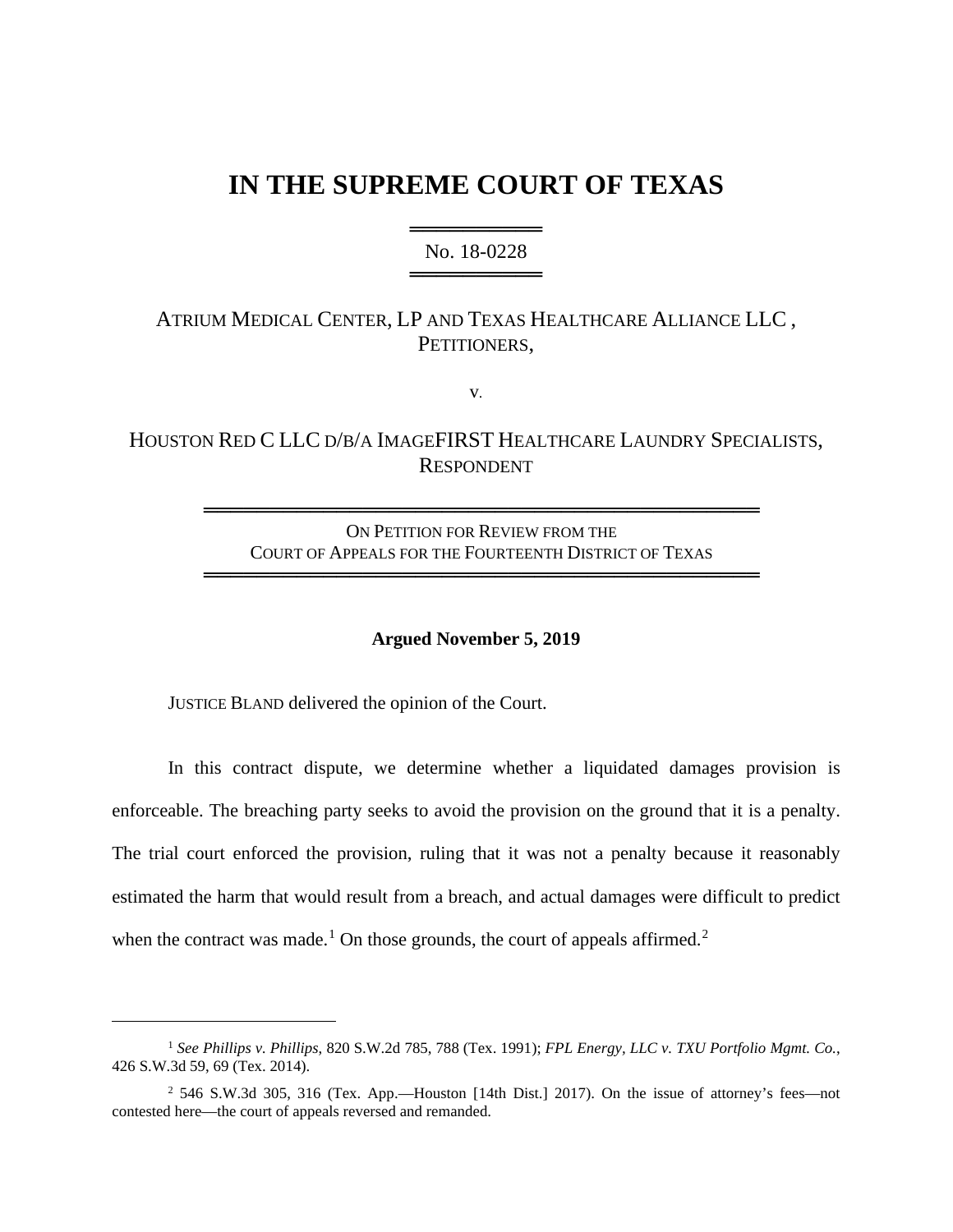# IN THE SUPREME COURT OF TEXAS

No. 18-0228

ATRIUM MEDICAL CENTER, LP AND TEXAS HEALTHCARE ALLIANCE LLC, PETITIONERS,

v.

HOUSTON RED C LLC D/B/A IMAGEFIRST HEALTHCARE LAUNDRY SPECIALISTS, RESPONDENT

ON PETITION FOR REVIEW FROM THE COURT OF APPEALS FOR THE FOURTEENTH DISTRICT OF TEXAS

**Argued November 5, 2019**

JUSTICE BLAND delivered the opinion of the Court.

In this contract dispute, we determine whether a liquidated damages provision is enforceable. The breaching party seeks to avoid the provision on the ground that it is a penalty. The trial court enforced the provision, ruling that it was not a penalty because it reasonably estimated the harm that would result from a breach, and actual damages were difficult to predict when the contract was made.[1] On those grounds, the court of appeals affirmed.[2]

---

[1] *See Phillips v. Phillips*, 820 S.W.2d 785, 788 (Tex. 1991); *FPL Energy, LLC v. TXU Portfolio Mgmt. Co.*, 426 S.W.3d 59, 69 (Tex. 2014).

[2] 546 S.W.3d 305, 316 (Tex. App.—Houston [14th Dist.] 2017). On the issue of attorney's fees—not contested here—the court of appeals reversed and remanded.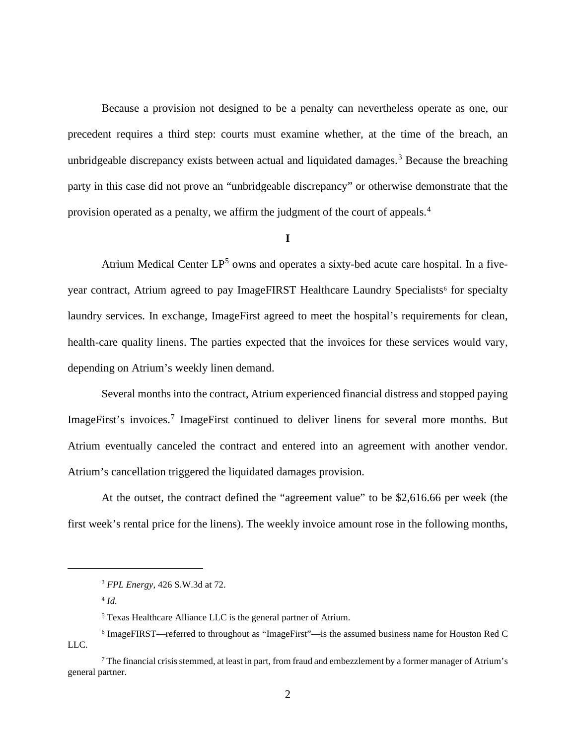Because a provision not designed to be a penalty can nevertheless operate as one, our precedent requires a third step: courts must examine whether, at the time of the breach, an unbridgeable discrepancy exists between actual and liquidated damages.[3] Because the breaching party in this case did not prove an "unbridgeable discrepancy" or otherwise demonstrate that the provision operated as a penalty, we affirm the judgment of the court of appeals.[4]

**I**

Atrium Medical Center LP[5] owns and operates a sixty-bed acute care hospital. In a five-year contract, Atrium agreed to pay ImageFIRST Healthcare Laundry Specialists[6] for specialty laundry services. In exchange, ImageFirst agreed to meet the hospital's requirements for clean, health-care quality linens. The parties expected that the invoices for these services would vary, depending on Atrium's weekly linen demand.

Several months into the contract, Atrium experienced financial distress and stopped paying ImageFirst's invoices.[7] ImageFirst continued to deliver linens for several more months. But Atrium eventually canceled the contract and entered into an agreement with another vendor. Atrium's cancellation triggered the liquidated damages provision.

At the outset, the contract defined the "agreement value" to be $2,616.66 per week (the first week's rental price for the linens). The weekly invoice amount rose in the following months,

---

[3] *FPL Energy*, 426 S.W.3d at 72.

[4] *Id.*

[5] Texas Healthcare Alliance LLC is the general partner of Atrium.

[6] ImageFIRST—referred to throughout as "ImageFirst"—is the assumed business name for Houston Red C LLC.

[7] The financial crisis stemmed, at least in part, from fraud and embezzlement by a former manager of Atrium's general partner.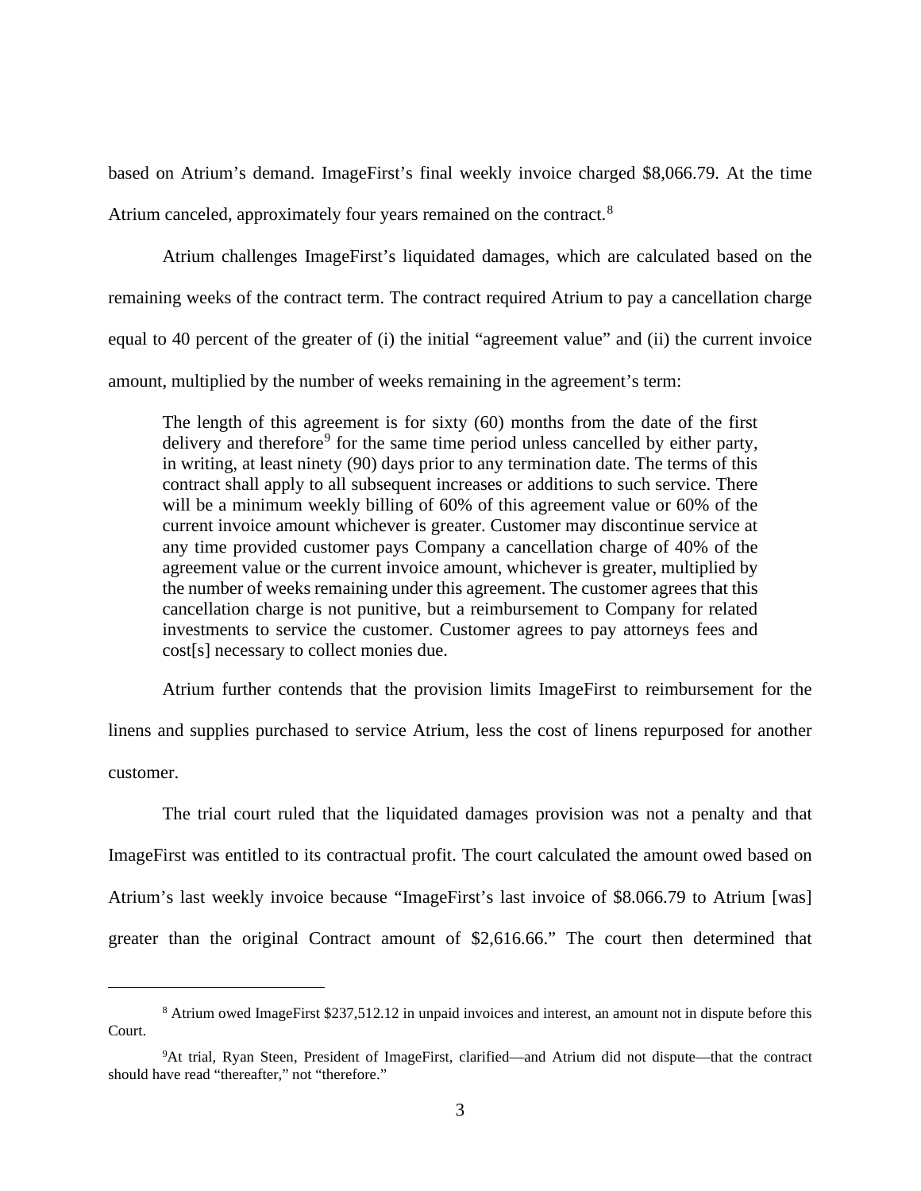based on Atrium's demand. ImageFirst's final weekly invoice charged $8,066.79. At the time Atrium canceled, approximately four years remained on the contract.[8]

Atrium challenges ImageFirst's liquidated damages, which are calculated based on the remaining weeks of the contract term. The contract required Atrium to pay a cancellation charge equal to 40 percent of the greater of (i) the initial "agreement value" and (ii) the current invoice amount, multiplied by the number of weeks remaining in the agreement's term:

> The length of this agreement is for sixty (60) months from the date of the first delivery and therefore[9] for the same time period unless cancelled by either party, in writing, at least ninety (90) days prior to any termination date. The terms of this contract shall apply to all subsequent increases or additions to such service. There will be a minimum weekly billing of 60% of this agreement value or 60% of the current invoice amount whichever is greater. Customer may discontinue service at any time provided customer pays Company a cancellation charge of 40% of the agreement value or the current invoice amount, whichever is greater, multiplied by the number of weeks remaining under this agreement. The customer agrees that this cancellation charge is not punitive, but a reimbursement to Company for related investments to service the customer. Customer agrees to pay attorneys fees and cost[s] necessary to collect monies due.

Atrium further contends that the provision limits ImageFirst to reimbursement for the linens and supplies purchased to service Atrium, less the cost of linens repurposed for another customer.

The trial court ruled that the liquidated damages provision was not a penalty and that ImageFirst was entitled to its contractual profit. The court calculated the amount owed based on Atrium's last weekly invoice because "ImageFirst's last invoice of $8.066.79 to Atrium [was] greater than the original Contract amount of $2,616.66." The court then determined that

---

[8] Atrium owed ImageFirst $237,512.12 in unpaid invoices and interest, an amount not in dispute before this Court.

[9] At trial, Ryan Steen, President of ImageFirst, clarified—and Atrium did not dispute—that the contract should have read "thereafter," not "therefore."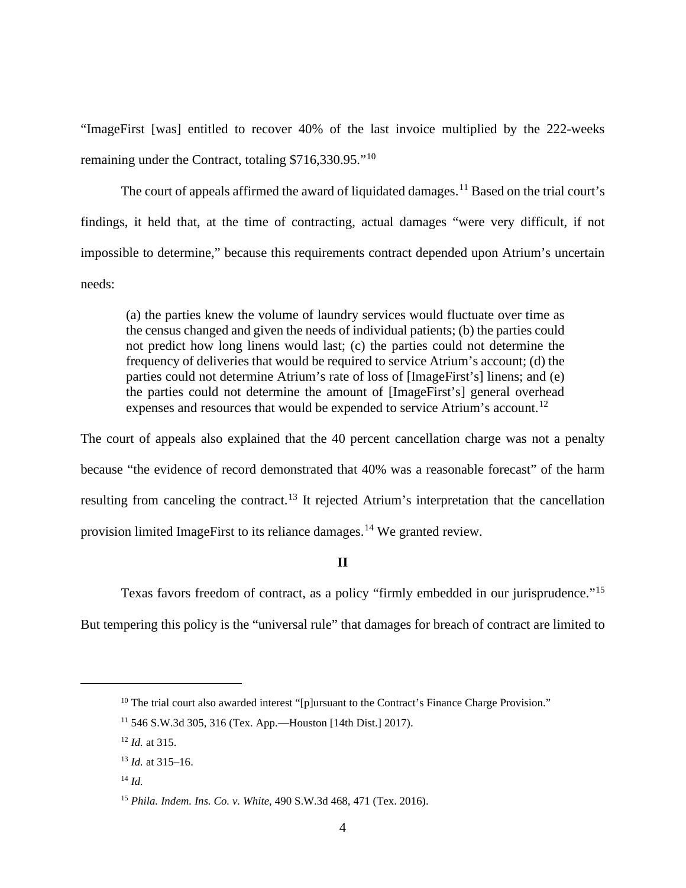"ImageFirst [was] entitled to recover 40% of the last invoice multiplied by the 222-weeks remaining under the Contract, totaling $716,330.95."[10]

The court of appeals affirmed the award of liquidated damages.[11] Based on the trial court's findings, it held that, at the time of contracting, actual damages "were very difficult, if not impossible to determine," because this requirements contract depended upon Atrium's uncertain needs:

> (a) the parties knew the volume of laundry services would fluctuate over time as the census changed and given the needs of individual patients; (b) the parties could not predict how long linens would last; (c) the parties could not determine the frequency of deliveries that would be required to service Atrium's account; (d) the parties could not determine Atrium's rate of loss of [ImageFirst's] linens; and (e) the parties could not determine the amount of [ImageFirst's] general overhead expenses and resources that would be expended to service Atrium's account.[12]

The court of appeals also explained that the 40 percent cancellation charge was not a penalty because "the evidence of record demonstrated that 40% was a reasonable forecast" of the harm resulting from canceling the contract.[13] It rejected Atrium's interpretation that the cancellation provision limited ImageFirst to its reliance damages.[14] We granted review.

## II

Texas favors freedom of contract, as a policy "firmly embedded in our jurisprudence."[15] But tempering this policy is the "universal rule" that damages for breach of contract are limited to

---

[10] The trial court also awarded interest "[p]ursuant to the Contract's Finance Charge Provision."

[11] 546 S.W.3d 305, 316 (Tex. App.—Houston [14th Dist.] 2017).

[12] *Id.* at 315.

[13] *Id.* at 315–16.

[14] *Id.*

[15] *Phila. Indem. Ins. Co. v. White*, 490 S.W.3d 468, 471 (Tex. 2016).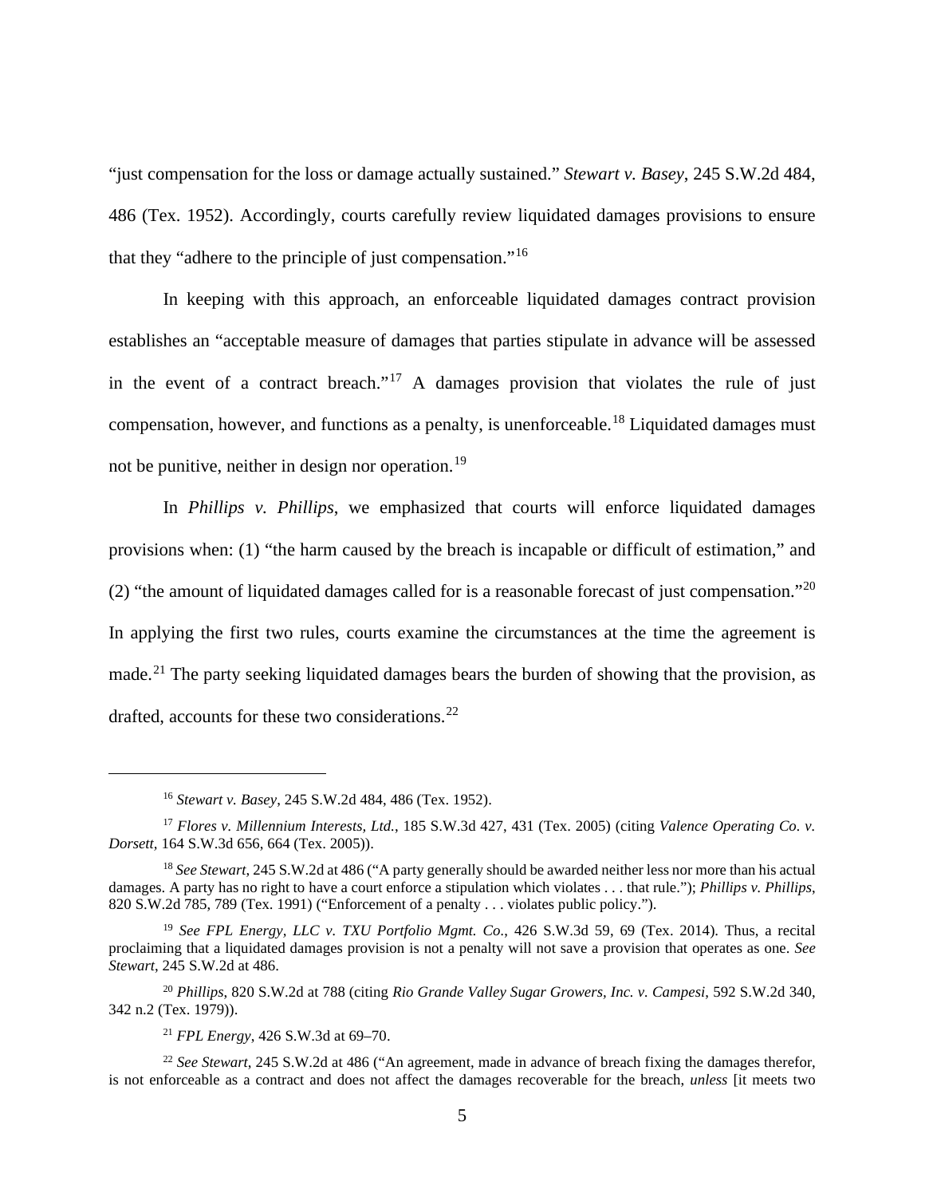"just compensation for the loss or damage actually sustained." *Stewart v. Basey*, 245 S.W.2d 484, 486 (Tex. 1952). Accordingly, courts carefully review liquidated damages provisions to ensure that they "adhere to the principle of just compensation."[16]

In keeping with this approach, an enforceable liquidated damages contract provision establishes an "acceptable measure of damages that parties stipulate in advance will be assessed in the event of a contract breach."[17] A damages provision that violates the rule of just compensation, however, and functions as a penalty, is unenforceable.[18] Liquidated damages must not be punitive, neither in design nor operation.[19]

In *Phillips v. Phillips*, we emphasized that courts will enforce liquidated damages provisions when: (1) "the harm caused by the breach is incapable or difficult of estimation," and (2) "the amount of liquidated damages called for is a reasonable forecast of just compensation."[20] In applying the first two rules, courts examine the circumstances at the time the agreement is made.[21] The party seeking liquidated damages bears the burden of showing that the provision, as drafted, accounts for these two considerations.[22]

---

[16] *Stewart v. Basey*, 245 S.W.2d 484, 486 (Tex. 1952).

[17] *Flores v. Millennium Interests, Ltd.*, 185 S.W.3d 427, 431 (Tex. 2005) (citing *Valence Operating Co. v. Dorsett*, 164 S.W.3d 656, 664 (Tex. 2005)).

[18] *See Stewart*, 245 S.W.2d at 486 ("A party generally should be awarded neither less nor more than his actual damages. A party has no right to have a court enforce a stipulation which violates . . . that rule."); *Phillips v. Phillips*, 820 S.W.2d 785, 789 (Tex. 1991) ("Enforcement of a penalty . . . violates public policy.").

[19] *See FPL Energy, LLC v. TXU Portfolio Mgmt. Co.*, 426 S.W.3d 59, 69 (Tex. 2014). Thus, a recital proclaiming that a liquidated damages provision is not a penalty will not save a provision that operates as one. *See Stewart*, 245 S.W.2d at 486.

[20] *Phillips*, 820 S.W.2d at 788 (citing *Rio Grande Valley Sugar Growers, Inc. v. Campesi*, 592 S.W.2d 340, 342 n.2 (Tex. 1979)).

[21] *FPL Energy*, 426 S.W.3d at 69–70.

[22] *See Stewart*, 245 S.W.2d at 486 ("An agreement, made in advance of breach fixing the damages therefor, is not enforceable as a contract and does not affect the damages recoverable for the breach, *unless* [it meets two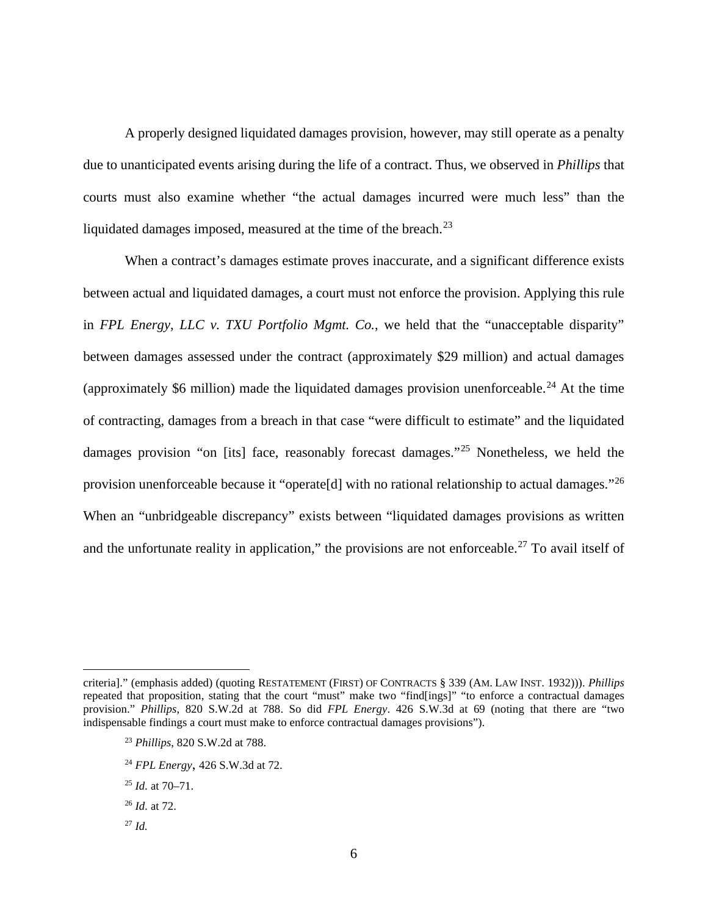A properly designed liquidated damages provision, however, may still operate as a penalty due to unanticipated events arising during the life of a contract. Thus, we observed in *Phillips* that courts must also examine whether "the actual damages incurred were much less" than the liquidated damages imposed, measured at the time of the breach.[23]

When a contract's damages estimate proves inaccurate, and a significant difference exists between actual and liquidated damages, a court must not enforce the provision. Applying this rule in *FPL Energy, LLC v. TXU Portfolio Mgmt. Co.*, we held that the "unacceptable disparity" between damages assessed under the contract (approximately $29 million) and actual damages (approximately $6 million) made the liquidated damages provision unenforceable.[24] At the time of contracting, damages from a breach in that case "were difficult to estimate" and the liquidated damages provision "on [its] face, reasonably forecast damages."[25] Nonetheless, we held the provision unenforceable because it "operate[d] with no rational relationship to actual damages."[26] When an "unbridgeable discrepancy" exists between "liquidated damages provisions as written and the unfortunate reality in application," the provisions are not enforceable.[27] To avail itself of

---

criteria]." (emphasis added) (quoting RESTATEMENT (FIRST) OF CONTRACTS § 339 (AM. LAW INST. 1932))). *Phillips* repeated that proposition, stating that the court "must" make two "find[ings]" "to enforce a contractual damages provision." *Phillips*, 820 S.W.2d at 788. So did *FPL Energy*. 426 S.W.3d at 69 (noting that there are "two indispensable findings a court must make to enforce contractual damages provisions").

[23] *Phillips*, 820 S.W.2d at 788.

[24] *FPL Energy*, 426 S.W.3d at 72.

[25] *Id.* at 70–71.

[26] *Id.* at 72.

[27] *Id.*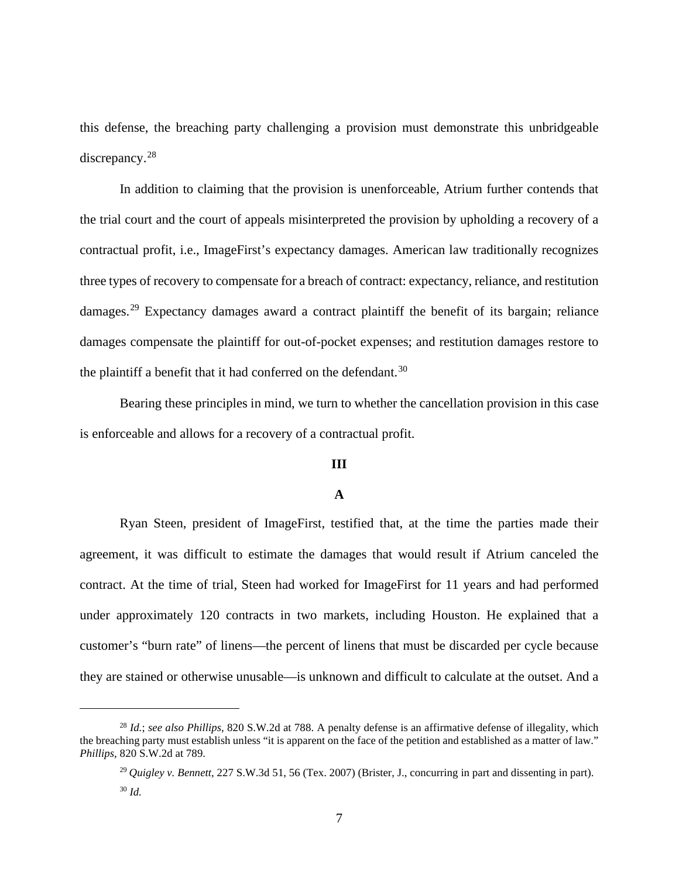this defense, the breaching party challenging a provision must demonstrate this unbridgeable discrepancy.[28]

In addition to claiming that the provision is unenforceable, Atrium further contends that the trial court and the court of appeals misinterpreted the provision by upholding a recovery of a contractual profit, i.e., ImageFirst's expectancy damages. American law traditionally recognizes three types of recovery to compensate for a breach of contract: expectancy, reliance, and restitution damages.[29] Expectancy damages award a contract plaintiff the benefit of its bargain; reliance damages compensate the plaintiff for out-of-pocket expenses; and restitution damages restore to the plaintiff a benefit that it had conferred on the defendant.[30]

Bearing these principles in mind, we turn to whether the cancellation provision in this case is enforceable and allows for a recovery of a contractual profit.

**III**

**A**

Ryan Steen, president of ImageFirst, testified that, at the time the parties made their agreement, it was difficult to estimate the damages that would result if Atrium canceled the contract. At the time of trial, Steen had worked for ImageFirst for 11 years and had performed under approximately 120 contracts in two markets, including Houston. He explained that a customer's "burn rate" of linens—the percent of linens that must be discarded per cycle because they are stained or otherwise unusable—is unknown and difficult to calculate at the outset. And a

---

[28] *Id.*; *see also Phillips*, 820 S.W.2d at 788. A penalty defense is an affirmative defense of illegality, which the breaching party must establish unless "it is apparent on the face of the petition and established as a matter of law." *Phillips*, 820 S.W.2d at 789.

[29] *Quigley v. Bennett*, 227 S.W.3d 51, 56 (Tex. 2007) (Brister, J., concurring in part and dissenting in part).

[30] *Id.*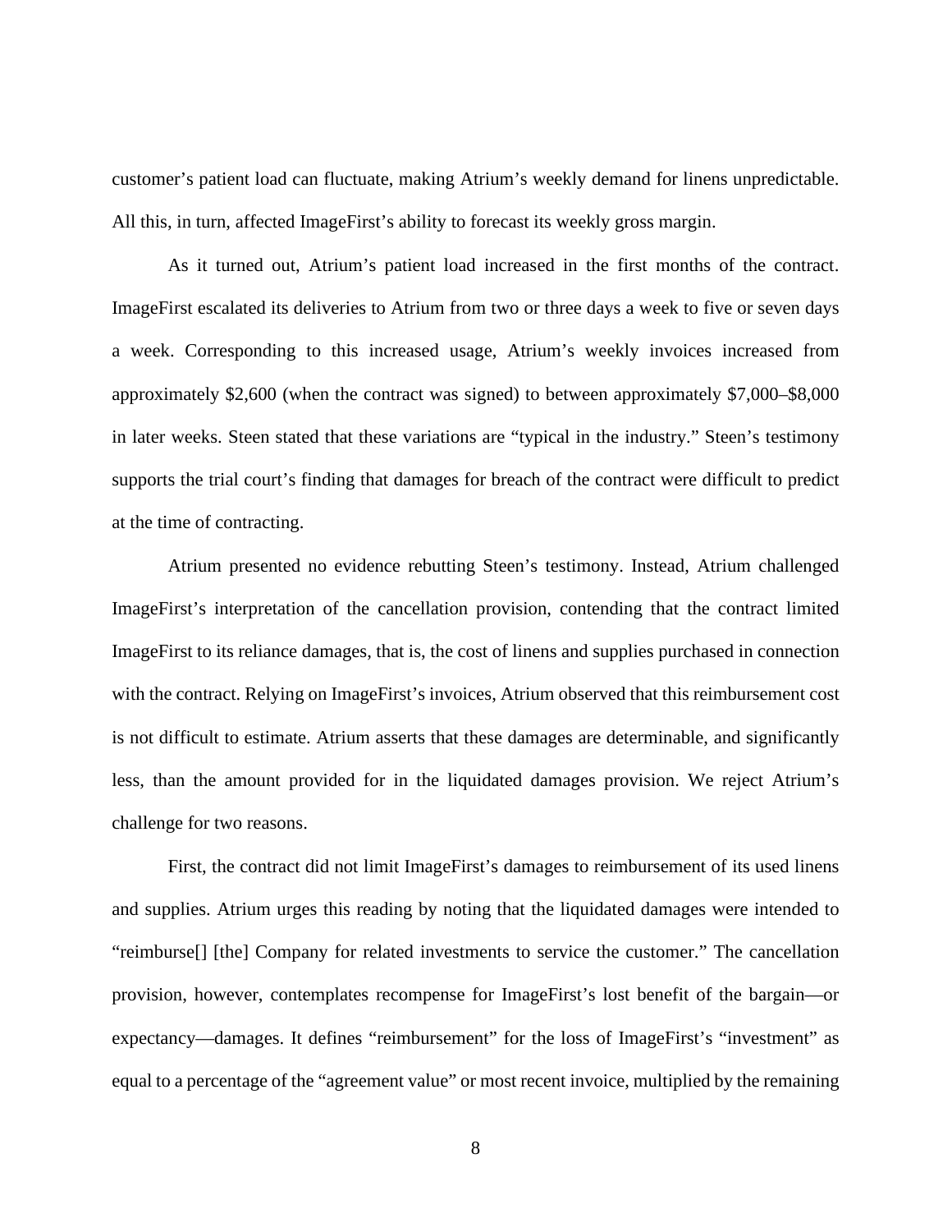customer's patient load can fluctuate, making Atrium's weekly demand for linens unpredictable. All this, in turn, affected ImageFirst's ability to forecast its weekly gross margin.

As it turned out, Atrium's patient load increased in the first months of the contract. ImageFirst escalated its deliveries to Atrium from two or three days a week to five or seven days a week. Corresponding to this increased usage, Atrium's weekly invoices increased from approximately $2,600 (when the contract was signed) to between approximately $7,000–$8,000 in later weeks. Steen stated that these variations are "typical in the industry." Steen's testimony supports the trial court's finding that damages for breach of the contract were difficult to predict at the time of contracting.

Atrium presented no evidence rebutting Steen's testimony. Instead, Atrium challenged ImageFirst's interpretation of the cancellation provision, contending that the contract limited ImageFirst to its reliance damages, that is, the cost of linens and supplies purchased in connection with the contract. Relying on ImageFirst's invoices, Atrium observed that this reimbursement cost is not difficult to estimate. Atrium asserts that these damages are determinable, and significantly less, than the amount provided for in the liquidated damages provision. We reject Atrium's challenge for two reasons.

First, the contract did not limit ImageFirst's damages to reimbursement of its used linens and supplies. Atrium urges this reading by noting that the liquidated damages were intended to "reimburse[] [the] Company for related investments to service the customer." The cancellation provision, however, contemplates recompense for ImageFirst's lost benefit of the bargain—or expectancy—damages. It defines "reimbursement" for the loss of ImageFirst's "investment" as equal to a percentage of the "agreement value" or most recent invoice, multiplied by the remaining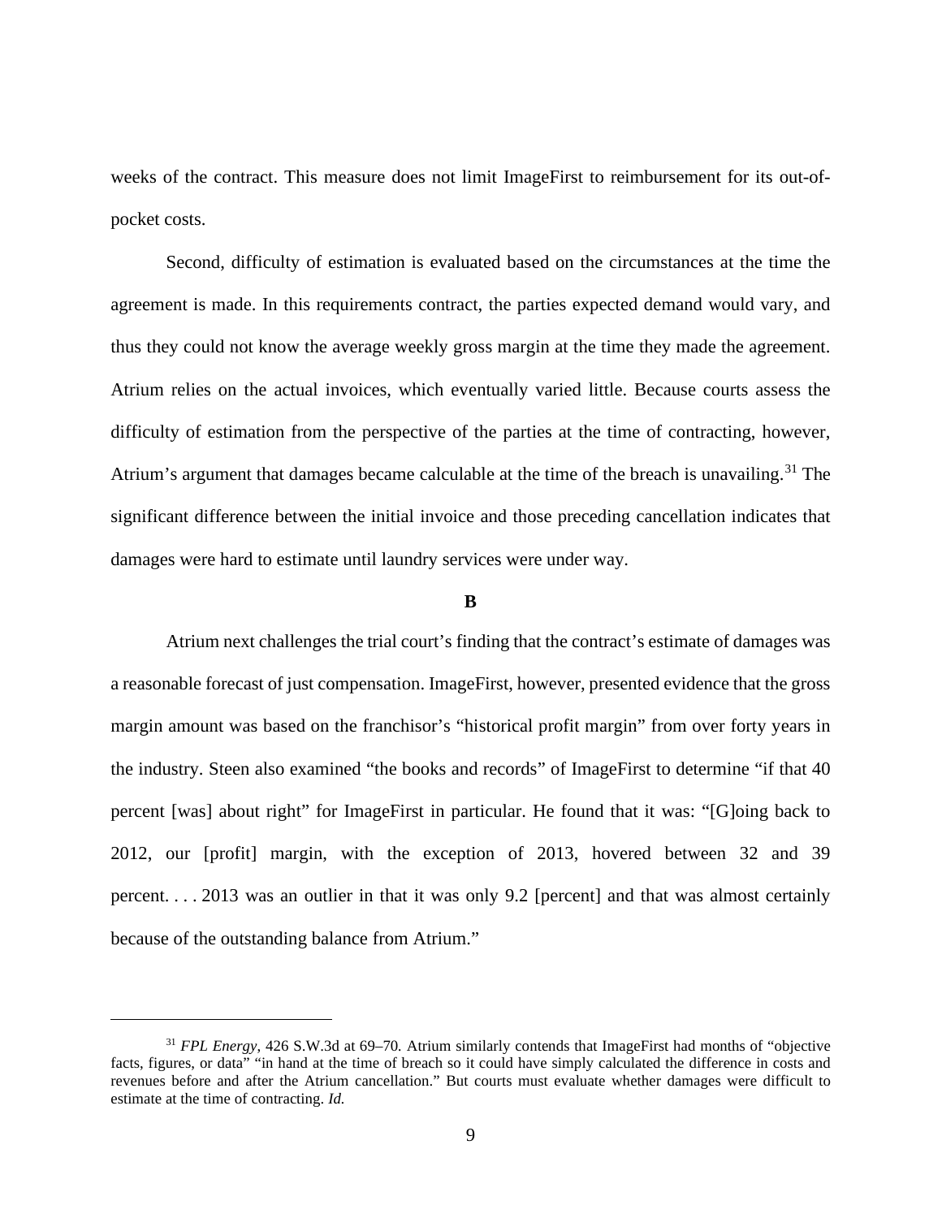weeks of the contract. This measure does not limit ImageFirst to reimbursement for its out-of-pocket costs.

Second, difficulty of estimation is evaluated based on the circumstances at the time the agreement is made. In this requirements contract, the parties expected demand would vary, and thus they could not know the average weekly gross margin at the time they made the agreement. Atrium relies on the actual invoices, which eventually varied little. Because courts assess the difficulty of estimation from the perspective of the parties at the time of contracting, however, Atrium's argument that damages became calculable at the time of the breach is unavailing.[31] The significant difference between the initial invoice and those preceding cancellation indicates that damages were hard to estimate until laundry services were under way.

**B**

Atrium next challenges the trial court's finding that the contract's estimate of damages was a reasonable forecast of just compensation. ImageFirst, however, presented evidence that the gross margin amount was based on the franchisor's "historical profit margin" from over forty years in the industry. Steen also examined "the books and records" of ImageFirst to determine "if that 40 percent [was] about right" for ImageFirst in particular. He found that it was: "[G]oing back to 2012, our [profit] margin, with the exception of 2013, hovered between 32 and 39 percent. . . . 2013 was an outlier in that it was only 9.2 [percent] and that was almost certainly because of the outstanding balance from Atrium."

---

[31] *FPL Energy*, 426 S.W.3d at 69–70. Atrium similarly contends that ImageFirst had months of "objective facts, figures, or data" "in hand at the time of breach so it could have simply calculated the difference in costs and revenues before and after the Atrium cancellation." But courts must evaluate whether damages were difficult to estimate at the time of contracting. *Id.*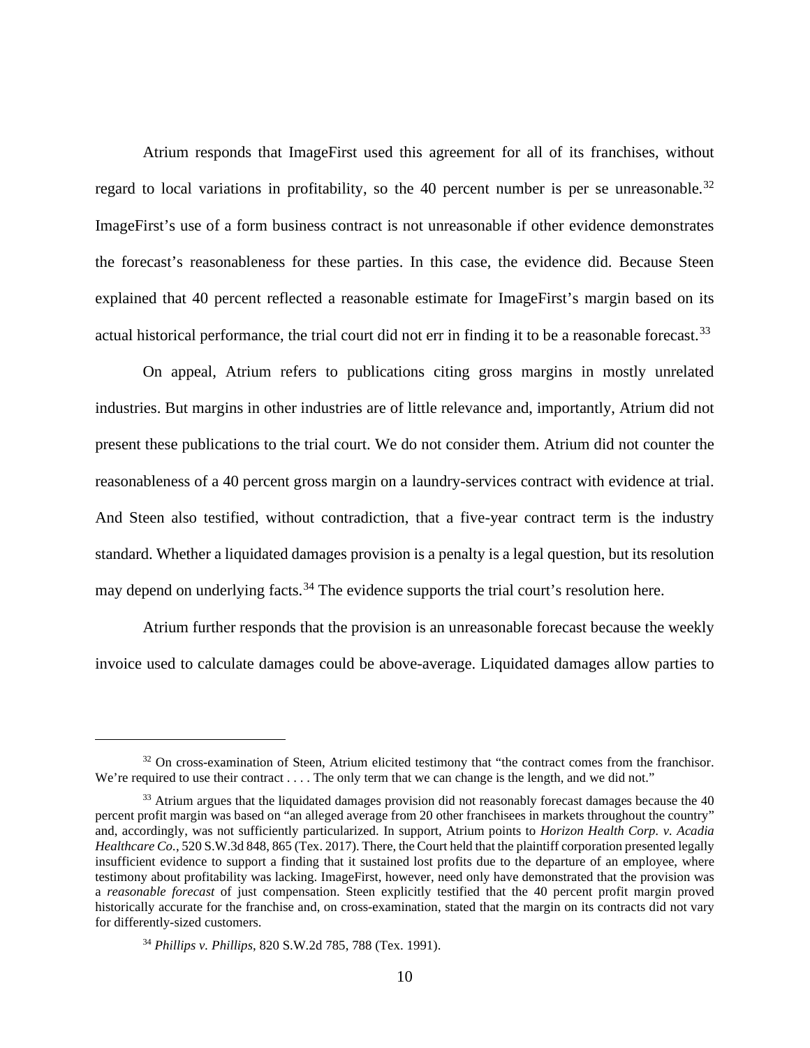Atrium responds that ImageFirst used this agreement for all of its franchises, without regard to local variations in profitability, so the 40 percent number is per se unreasonable.[32] ImageFirst's use of a form business contract is not unreasonable if other evidence demonstrates the forecast's reasonableness for these parties. In this case, the evidence did. Because Steen explained that 40 percent reflected a reasonable estimate for ImageFirst's margin based on its actual historical performance, the trial court did not err in finding it to be a reasonable forecast.[33]

On appeal, Atrium refers to publications citing gross margins in mostly unrelated industries. But margins in other industries are of little relevance and, importantly, Atrium did not present these publications to the trial court. We do not consider them. Atrium did not counter the reasonableness of a 40 percent gross margin on a laundry-services contract with evidence at trial. And Steen also testified, without contradiction, that a five-year contract term is the industry standard. Whether a liquidated damages provision is a penalty is a legal question, but its resolution may depend on underlying facts.[34] The evidence supports the trial court's resolution here.

Atrium further responds that the provision is an unreasonable forecast because the weekly invoice used to calculate damages could be above-average. Liquidated damages allow parties to

---

[32] On cross-examination of Steen, Atrium elicited testimony that "the contract comes from the franchisor. We're required to use their contract . . . . The only term that we can change is the length, and we did not."

[33] Atrium argues that the liquidated damages provision did not reasonably forecast damages because the 40 percent profit margin was based on "an alleged average from 20 other franchisees in markets throughout the country" and, accordingly, was not sufficiently particularized. In support, Atrium points to *Horizon Health Corp. v. Acadia Healthcare Co.*, 520 S.W.3d 848, 865 (Tex. 2017). There, the Court held that the plaintiff corporation presented legally insufficient evidence to support a finding that it sustained lost profits due to the departure of an employee, where testimony about profitability was lacking. ImageFirst, however, need only have demonstrated that the provision was a *reasonable forecast* of just compensation. Steen explicitly testified that the 40 percent profit margin proved historically accurate for the franchise and, on cross-examination, stated that the margin on its contracts did not vary for differently-sized customers.

[34] *Phillips v. Phillips*, 820 S.W.2d 785, 788 (Tex. 1991).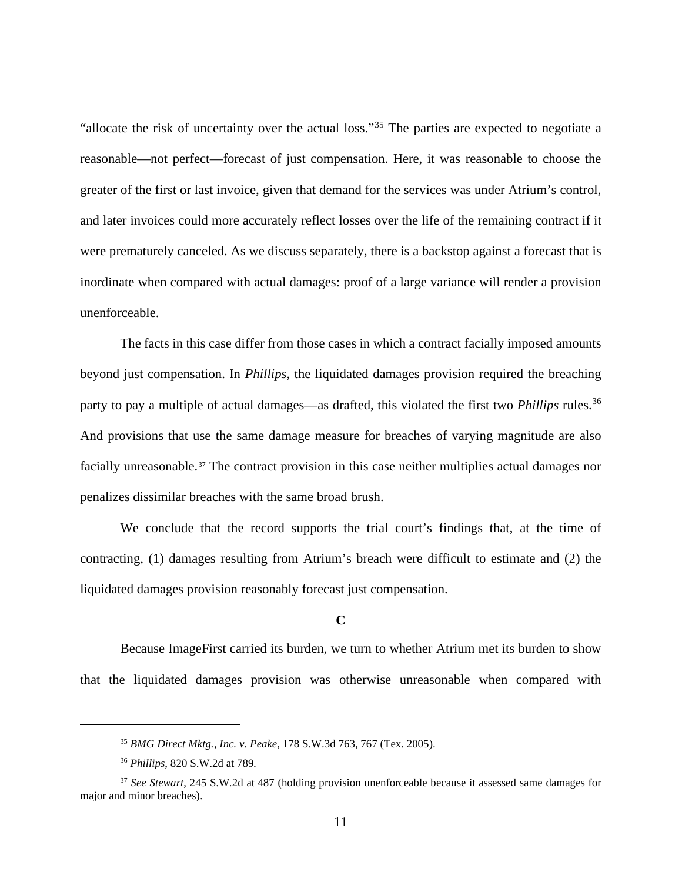"allocate the risk of uncertainty over the actual loss."[35] The parties are expected to negotiate a reasonable—not perfect—forecast of just compensation. Here, it was reasonable to choose the greater of the first or last invoice, given that demand for the services was under Atrium's control, and later invoices could more accurately reflect losses over the life of the remaining contract if it were prematurely canceled. As we discuss separately, there is a backstop against a forecast that is inordinate when compared with actual damages: proof of a large variance will render a provision unenforceable.

The facts in this case differ from those cases in which a contract facially imposed amounts beyond just compensation. In *Phillips*, the liquidated damages provision required the breaching party to pay a multiple of actual damages—as drafted, this violated the first two *Phillips* rules.[36] And provisions that use the same damage measure for breaches of varying magnitude are also facially unreasonable.[37] The contract provision in this case neither multiplies actual damages nor penalizes dissimilar breaches with the same broad brush.

We conclude that the record supports the trial court's findings that, at the time of contracting, (1) damages resulting from Atrium's breach were difficult to estimate and (2) the liquidated damages provision reasonably forecast just compensation.

**C**

Because ImageFirst carried its burden, we turn to whether Atrium met its burden to show that the liquidated damages provision was otherwise unreasonable when compared with

---

[35] *BMG Direct Mktg., Inc. v. Peake*, 178 S.W.3d 763, 767 (Tex. 2005).

[36] *Phillips*, 820 S.W.2d at 789.

[37] *See Stewart*, 245 S.W.2d at 487 (holding provision unenforceable because it assessed same damages for major and minor breaches).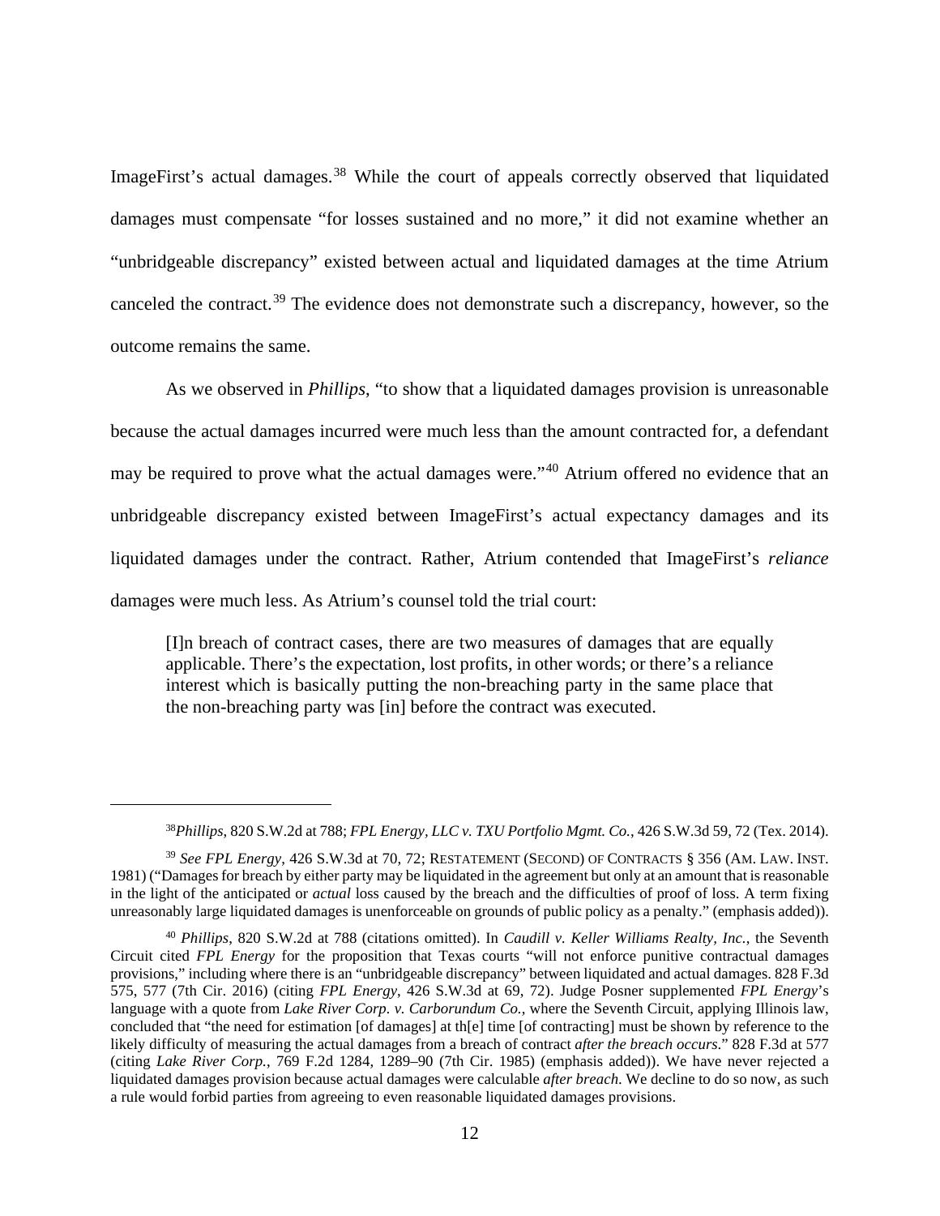ImageFirst's actual damages.[38] While the court of appeals correctly observed that liquidated damages must compensate "for losses sustained and no more," it did not examine whether an "unbridgeable discrepancy" existed between actual and liquidated damages at the time Atrium canceled the contract.[39] The evidence does not demonstrate such a discrepancy, however, so the outcome remains the same.

As we observed in *Phillips*, "to show that a liquidated damages provision is unreasonable because the actual damages incurred were much less than the amount contracted for, a defendant may be required to prove what the actual damages were."[40] Atrium offered no evidence that an unbridgeable discrepancy existed between ImageFirst's actual expectancy damages and its liquidated damages under the contract. Rather, Atrium contended that ImageFirst's *reliance* damages were much less. As Atrium's counsel told the trial court:

> [I]n breach of contract cases, there are two measures of damages that are equally applicable. There's the expectation, lost profits, in other words; or there's a reliance interest which is basically putting the non-breaching party in the same place that the non-breaching party was [in] before the contract was executed.

---

[38] *Phillips*, 820 S.W.2d at 788; *FPL Energy, LLC v. TXU Portfolio Mgmt. Co.*, 426 S.W.3d 59, 72 (Tex. 2014).

[39] *See FPL Energy*, 426 S.W.3d at 70, 72; RESTATEMENT (SECOND) OF CONTRACTS § 356 (AM. LAW. INST. 1981) ("Damages for breach by either party may be liquidated in the agreement but only at an amount that is reasonable in the light of the anticipated or *actual* loss caused by the breach and the difficulties of proof of loss. A term fixing unreasonably large liquidated damages is unenforceable on grounds of public policy as a penalty." (emphasis added)).

[40] *Phillips*, 820 S.W.2d at 788 (citations omitted). In *Caudill v. Keller Williams Realty, Inc.*, the Seventh Circuit cited *FPL Energy* for the proposition that Texas courts "will not enforce punitive contractual damages provisions," including where there is an "unbridgeable discrepancy" between liquidated and actual damages. 828 F.3d 575, 577 (7th Cir. 2016) (citing *FPL Energy*, 426 S.W.3d at 69, 72). Judge Posner supplemented *FPL Energy*'s language with a quote from *Lake River Corp. v. Carborundum Co.*, where the Seventh Circuit, applying Illinois law, concluded that "the need for estimation [of damages] at th[e] time [of contracting] must be shown by reference to the likely difficulty of measuring the actual damages from a breach of contract *after the breach occurs*." 828 F.3d at 577 (citing *Lake River Corp.*, 769 F.2d 1284, 1289–90 (7th Cir. 1985) (emphasis added)). We have never rejected a liquidated damages provision because actual damages were calculable *after breach*. We decline to do so now, as such a rule would forbid parties from agreeing to even reasonable liquidated damages provisions.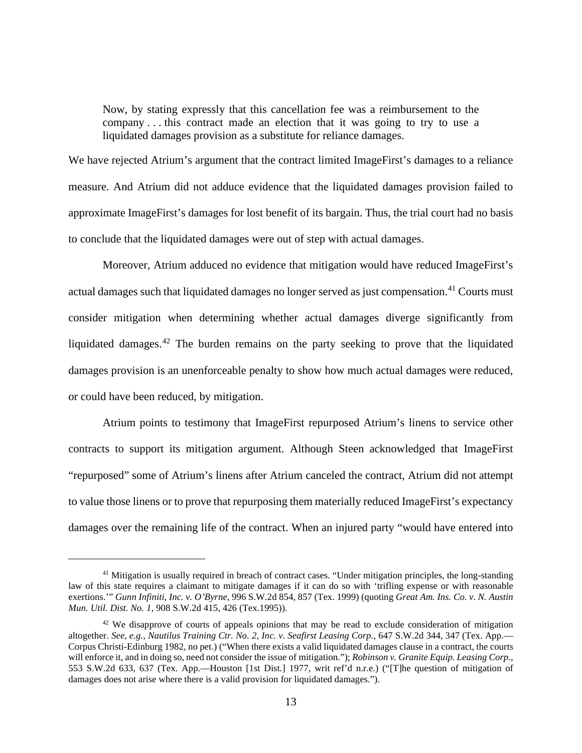> Now, by stating expressly that this cancellation fee was a reimbursement to the company . . . this contract made an election that it was going to try to use a liquidated damages provision as a substitute for reliance damages.

We have rejected Atrium's argument that the contract limited ImageFirst's damages to a reliance measure. And Atrium did not adduce evidence that the liquidated damages provision failed to approximate ImageFirst's damages for lost benefit of its bargain. Thus, the trial court had no basis to conclude that the liquidated damages were out of step with actual damages.

Moreover, Atrium adduced no evidence that mitigation would have reduced ImageFirst's actual damages such that liquidated damages no longer served as just compensation.[41] Courts must consider mitigation when determining whether actual damages diverge significantly from liquidated damages.[42] The burden remains on the party seeking to prove that the liquidated damages provision is an unenforceable penalty to show how much actual damages were reduced, or could have been reduced, by mitigation.

Atrium points to testimony that ImageFirst repurposed Atrium's linens to service other contracts to support its mitigation argument. Although Steen acknowledged that ImageFirst "repurposed" some of Atrium's linens after Atrium canceled the contract, Atrium did not attempt to value those linens or to prove that repurposing them materially reduced ImageFirst's expectancy damages over the remaining life of the contract. When an injured party "would have entered into

---

[41] Mitigation is usually required in breach of contract cases. "Under mitigation principles, the long-standing law of this state requires a claimant to mitigate damages if it can do so with 'trifling expense or with reasonable exertions.'" *Gunn Infiniti, Inc. v. O'Byrne*, 996 S.W.2d 854, 857 (Tex. 1999) (quoting *Great Am. Ins. Co. v. N. Austin Mun. Util. Dist. No. 1,* 908 S.W.2d 415, 426 (Tex.1995)).

[42] We disapprove of courts of appeals opinions that may be read to exclude consideration of mitigation altogether. *See, e.g.*, *Nautilus Training Ctr. No. 2, Inc. v. Seafirst Leasing Corp.*, 647 S.W.2d 344, 347 (Tex. App.—Corpus Christi-Edinburg 1982, no pet.) ("When there exists a valid liquidated damages clause in a contract, the courts will enforce it, and in doing so, need not consider the issue of mitigation."); *Robinson v. Granite Equip. Leasing Corp.*, 553 S.W.2d 633, 637 (Tex. App.—Houston [1st Dist.] 1977, writ ref'd n.r.e.) ("[T]he question of mitigation of damages does not arise where there is a valid provision for liquidated damages.").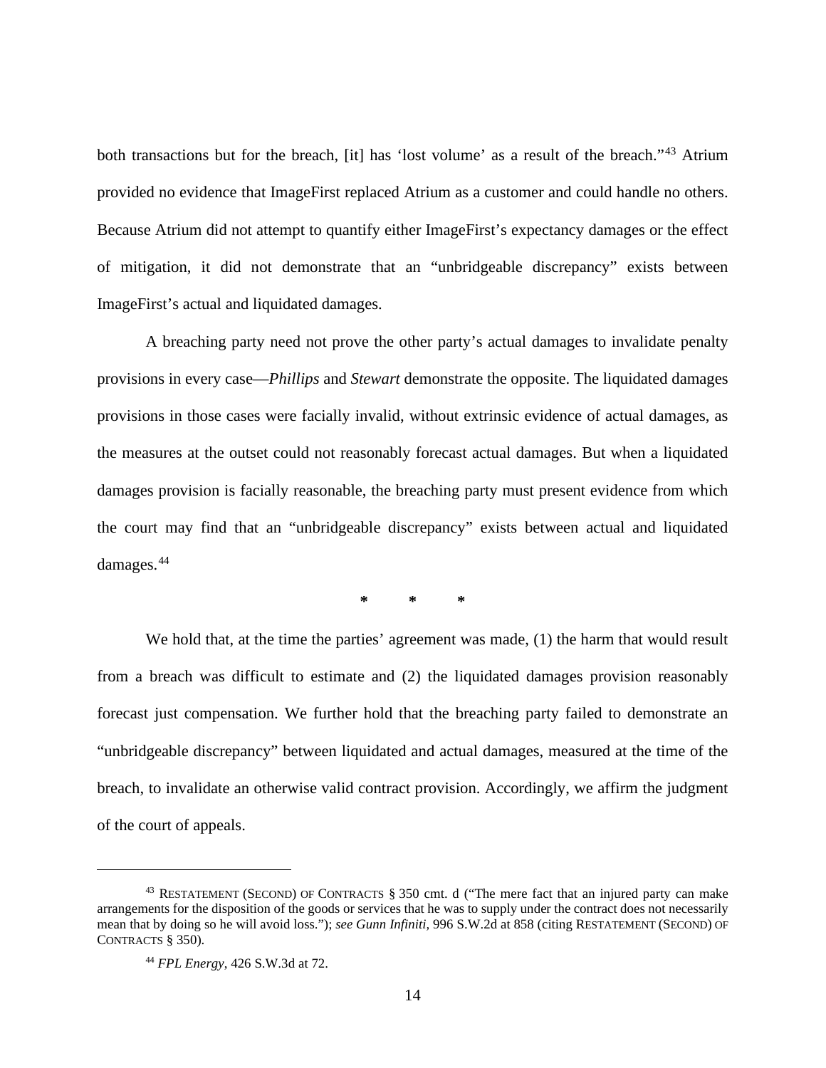both transactions but for the breach, [it] has 'lost volume' as a result of the breach."[43] Atrium provided no evidence that ImageFirst replaced Atrium as a customer and could handle no others. Because Atrium did not attempt to quantify either ImageFirst's expectancy damages or the effect of mitigation, it did not demonstrate that an "unbridgeable discrepancy" exists between ImageFirst's actual and liquidated damages.

A breaching party need not prove the other party's actual damages to invalidate penalty provisions in every case—*Phillips* and *Stewart* demonstrate the opposite. The liquidated damages provisions in those cases were facially invalid, without extrinsic evidence of actual damages, as the measures at the outset could not reasonably forecast actual damages. But when a liquidated damages provision is facially reasonable, the breaching party must present evidence from which the court may find that an "unbridgeable discrepancy" exists between actual and liquidated damages.[44]

\* \* \*

We hold that, at the time the parties' agreement was made, (1) the harm that would result from a breach was difficult to estimate and (2) the liquidated damages provision reasonably forecast just compensation. We further hold that the breaching party failed to demonstrate an "unbridgeable discrepancy" between liquidated and actual damages, measured at the time of the breach, to invalidate an otherwise valid contract provision. Accordingly, we affirm the judgment of the court of appeals.

---

[43] RESTATEMENT (SECOND) OF CONTRACTS § 350 cmt. d ("The mere fact that an injured party can make arrangements for the disposition of the goods or services that he was to supply under the contract does not necessarily mean that by doing so he will avoid loss."); *see Gunn Infiniti*, 996 S.W.2d at 858 (citing RESTATEMENT (SECOND) OF CONTRACTS § 350).

[44] *FPL Energy*, 426 S.W.3d at 72.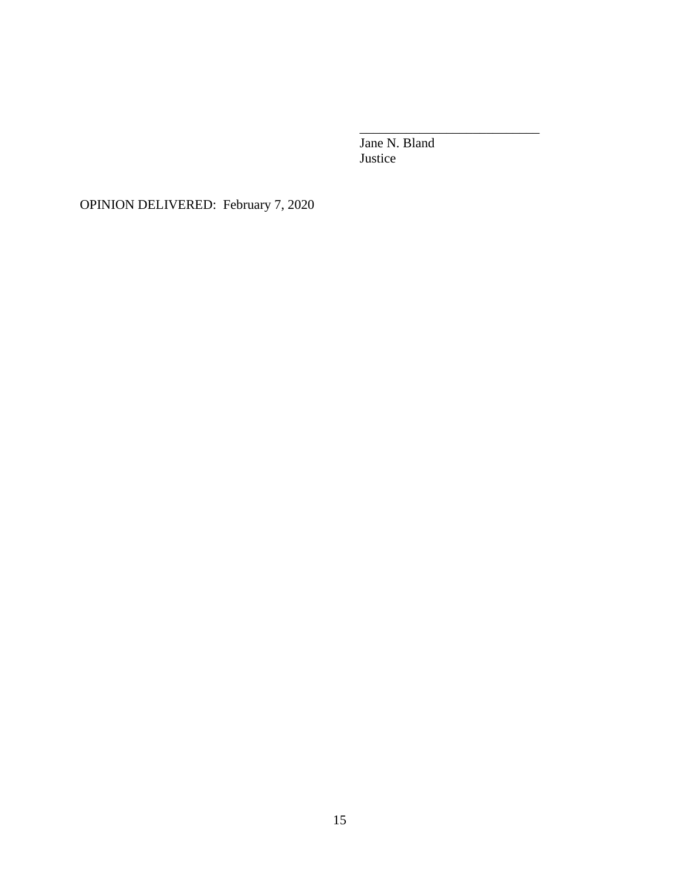\_\_\_\_\_\_\_\_\_\_\_\_\_\_\_\_\_\_\_\_\_\_\_\_\_\_\_

Jane N. Bland
Justice

OPINION DELIVERED: February 7, 2020